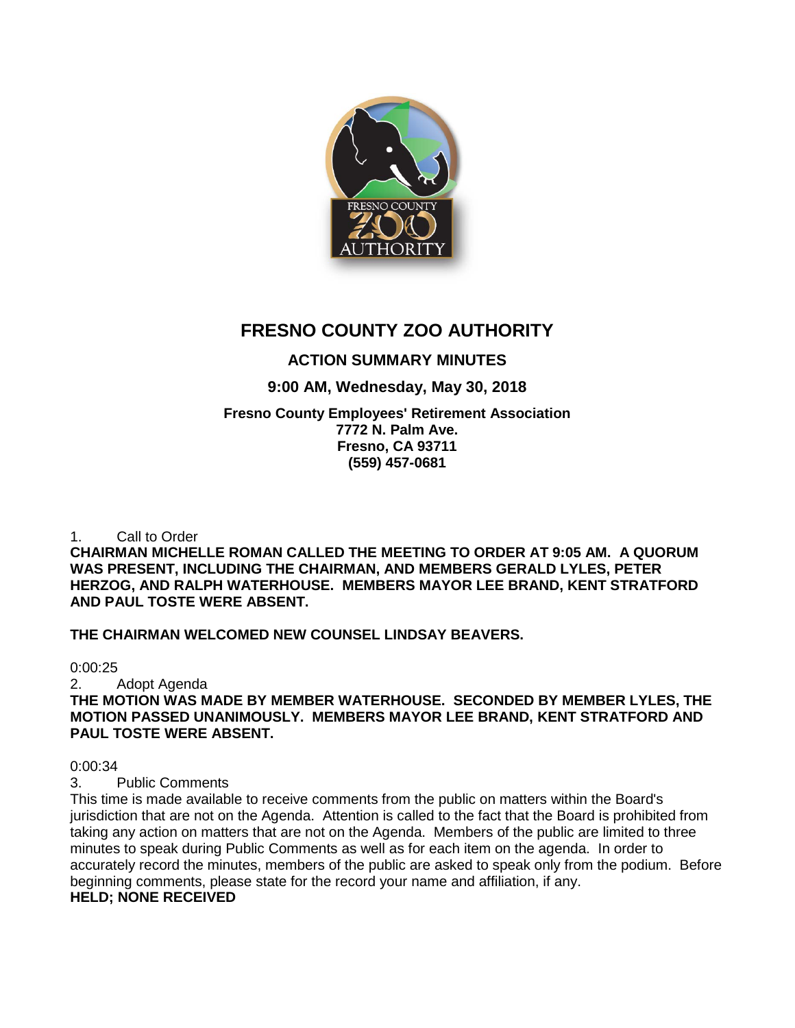# FRESNO COUNTY ZOO AUTHORITY

## ACTION SUMMARY MINUTES

### 9:00 AM, Wednesday, May 30, 2018

**Fresno County Employees' Retirement Association**
**7772 N. Palm Ave.**
**Fresno, CA 93711**
**(559) 457-0681**

1. Call to Order

**CHAIRMAN MICHELLE ROMAN CALLED THE MEETING TO ORDER AT 9:05 AM. A QUORUM WAS PRESENT, INCLUDING THE CHAIRMAN, AND MEMBERS GERALD LYLES, PETER HERZOG, AND RALPH WATERHOUSE. MEMBERS MAYOR LEE BRAND, KENT STRATFORD AND PAUL TOSTE WERE ABSENT.**

**THE CHAIRMAN WELCOMED NEW COUNSEL LINDSAY BEAVERS.**

0:00:25

2. Adopt Agenda

**THE MOTION WAS MADE BY MEMBER WATERHOUSE. SECONDED BY MEMBER LYLES, THE MOTION PASSED UNANIMOUSLY. MEMBERS MAYOR LEE BRAND, KENT STRATFORD AND PAUL TOSTE WERE ABSENT.**

0:00:34

3. Public Comments

This time is made available to receive comments from the public on matters within the Board's jurisdiction that are not on the Agenda. Attention is called to the fact that the Board is prohibited from taking any action on matters that are not on the Agenda. Members of the public are limited to three minutes to speak during Public Comments as well as for each item on the agenda. In order to accurately record the minutes, members of the public are asked to speak only from the podium. Before beginning comments, please state for the record your name and affiliation, if any.

**HELD; NONE RECEIVED**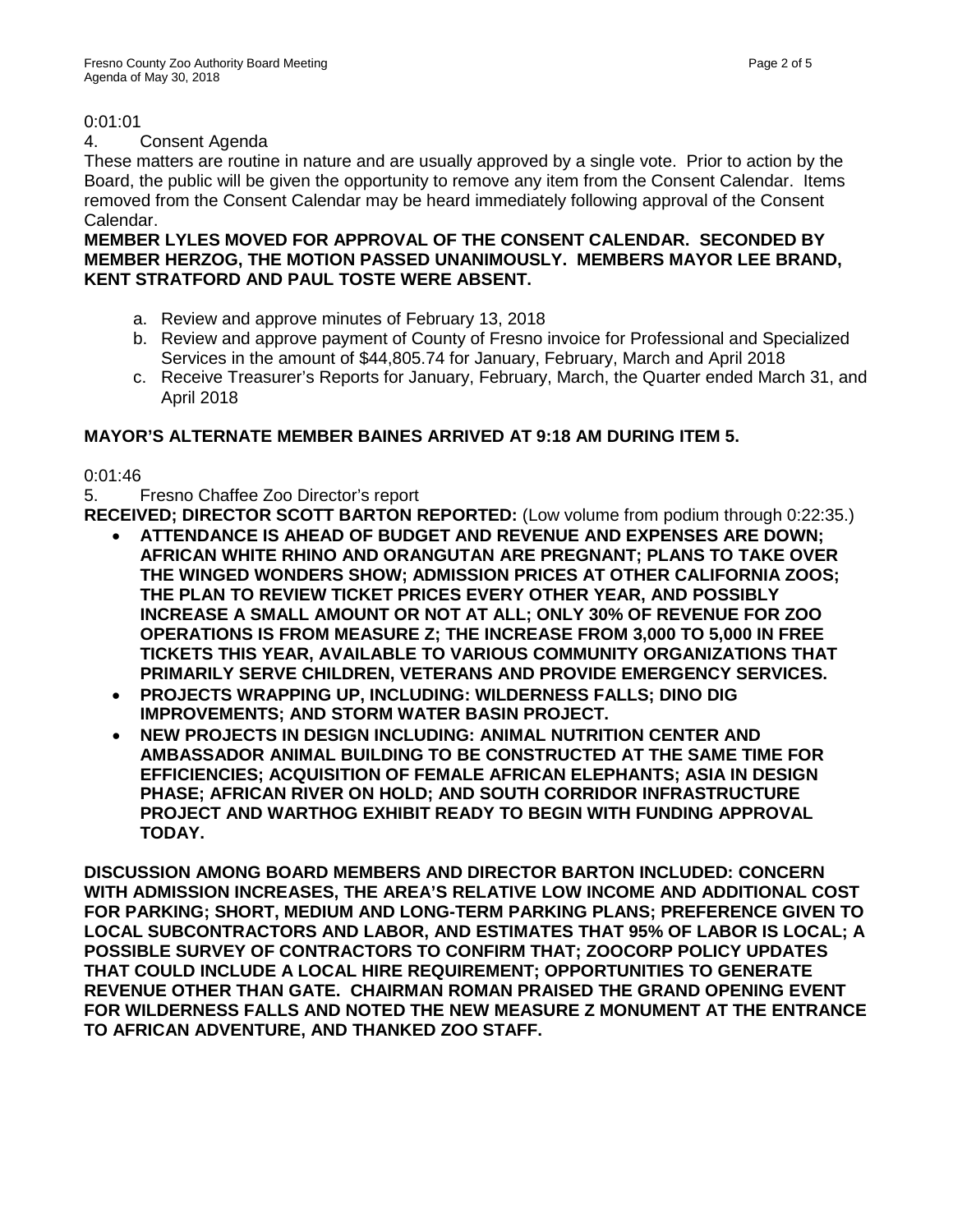0:01:01

4. Consent Agenda

These matters are routine in nature and are usually approved by a single vote. Prior to action by the Board, the public will be given the opportunity to remove any item from the Consent Calendar. Items removed from the Consent Calendar may be heard immediately following approval of the Consent Calendar.

**MEMBER LYLES MOVED FOR APPROVAL OF THE CONSENT CALENDAR. SECONDED BY MEMBER HERZOG, THE MOTION PASSED UNANIMOUSLY. MEMBERS MAYOR LEE BRAND, KENT STRATFORD AND PAUL TOSTE WERE ABSENT.**

a. Review and approve minutes of February 13, 2018
b. Review and approve payment of County of Fresno invoice for Professional and Specialized Services in the amount of $44,805.74 for January, February, March and April 2018
c. Receive Treasurer's Reports for January, February, March, the Quarter ended March 31, and April 2018

**MAYOR'S ALTERNATE MEMBER BAINES ARRIVED AT 9:18 AM DURING ITEM 5.**

0:01:46

5. Fresno Chaffee Zoo Director's report

**RECEIVED; DIRECTOR SCOTT BARTON REPORTED:** (Low volume from podium through 0:22:35.)

- **ATTENDANCE IS AHEAD OF BUDGET AND REVENUE AND EXPENSES ARE DOWN; AFRICAN WHITE RHINO AND ORANGUTAN ARE PREGNANT; PLANS TO TAKE OVER THE WINGED WONDERS SHOW; ADMISSION PRICES AT OTHER CALIFORNIA ZOOS; THE PLAN TO REVIEW TICKET PRICES EVERY OTHER YEAR, AND POSSIBLY INCREASE A SMALL AMOUNT OR NOT AT ALL; ONLY 30% OF REVENUE FOR ZOO OPERATIONS IS FROM MEASURE Z; THE INCREASE FROM 3,000 TO 5,000 IN FREE TICKETS THIS YEAR, AVAILABLE TO VARIOUS COMMUNITY ORGANIZATIONS THAT PRIMARILY SERVE CHILDREN, VETERANS AND PROVIDE EMERGENCY SERVICES.**
- **PROJECTS WRAPPING UP, INCLUDING: WILDERNESS FALLS; DINO DIG IMPROVEMENTS; AND STORM WATER BASIN PROJECT.**
- **NEW PROJECTS IN DESIGN INCLUDING: ANIMAL NUTRITION CENTER AND AMBASSADOR ANIMAL BUILDING TO BE CONSTRUCTED AT THE SAME TIME FOR EFFICIENCIES; ACQUISITION OF FEMALE AFRICAN ELEPHANTS; ASIA IN DESIGN PHASE; AFRICAN RIVER ON HOLD; AND SOUTH CORRIDOR INFRASTRUCTURE PROJECT AND WARTHOG EXHIBIT READY TO BEGIN WITH FUNDING APPROVAL TODAY.**

**DISCUSSION AMONG BOARD MEMBERS AND DIRECTOR BARTON INCLUDED: CONCERN WITH ADMISSION INCREASES, THE AREA'S RELATIVE LOW INCOME AND ADDITIONAL COST FOR PARKING; SHORT, MEDIUM AND LONG-TERM PARKING PLANS; PREFERENCE GIVEN TO LOCAL SUBCONTRACTORS AND LABOR, AND ESTIMATES THAT 95% OF LABOR IS LOCAL; A POSSIBLE SURVEY OF CONTRACTORS TO CONFIRM THAT; ZOOCORP POLICY UPDATES THAT COULD INCLUDE A LOCAL HIRE REQUIREMENT; OPPORTUNITIES TO GENERATE REVENUE OTHER THAN GATE. CHAIRMAN ROMAN PRAISED THE GRAND OPENING EVENT FOR WILDERNESS FALLS AND NOTED THE NEW MEASURE Z MONUMENT AT THE ENTRANCE TO AFRICAN ADVENTURE, AND THANKED ZOO STAFF.**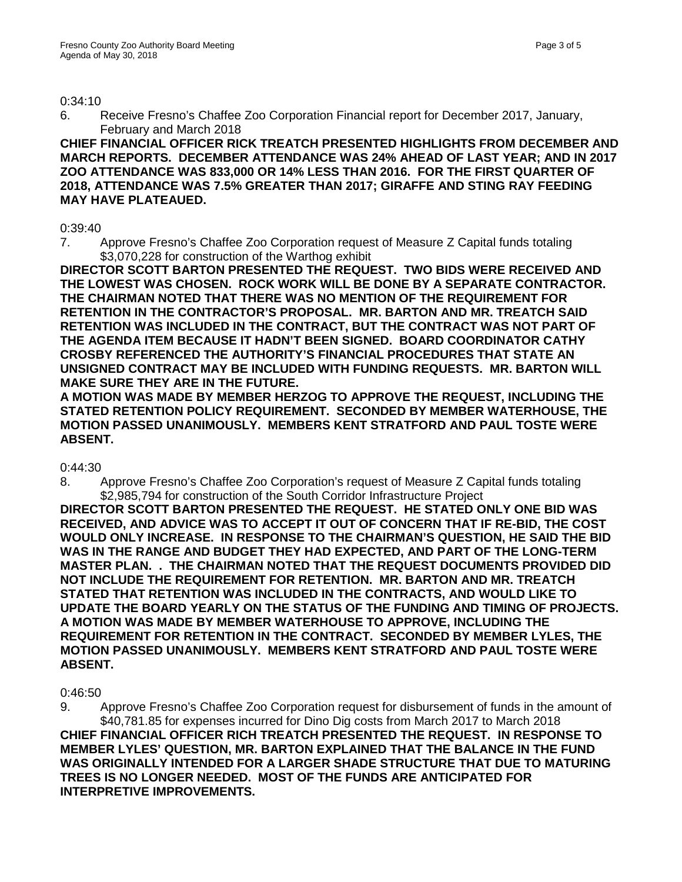0:34:10

6. Receive Fresno's Chaffee Zoo Corporation Financial report for December 2017, January, February and March 2018

**CHIEF FINANCIAL OFFICER RICK TREATCH PRESENTED HIGHLIGHTS FROM DECEMBER AND MARCH REPORTS. DECEMBER ATTENDANCE WAS 24% AHEAD OF LAST YEAR; AND IN 2017 ZOO ATTENDANCE WAS 833,000 OR 14% LESS THAN 2016. FOR THE FIRST QUARTER OF 2018, ATTENDANCE WAS 7.5% GREATER THAN 2017; GIRAFFE AND STING RAY FEEDING MAY HAVE PLATEAUED.**

0:39:40

7. Approve Fresno's Chaffee Zoo Corporation request of Measure Z Capital funds totaling $3,070,228 for construction of the Warthog exhibit

**DIRECTOR SCOTT BARTON PRESENTED THE REQUEST. TWO BIDS WERE RECEIVED AND THE LOWEST WAS CHOSEN. ROCK WORK WILL BE DONE BY A SEPARATE CONTRACTOR. THE CHAIRMAN NOTED THAT THERE WAS NO MENTION OF THE REQUIREMENT FOR RETENTION IN THE CONTRACTOR'S PROPOSAL. MR. BARTON AND MR. TREATCH SAID RETENTION WAS INCLUDED IN THE CONTRACT, BUT THE CONTRACT WAS NOT PART OF THE AGENDA ITEM BECAUSE IT HADN'T BEEN SIGNED. BOARD COORDINATOR CATHY CROSBY REFERENCED THE AUTHORITY'S FINANCIAL PROCEDURES THAT STATE AN UNSIGNED CONTRACT MAY BE INCLUDED WITH FUNDING REQUESTS. MR. BARTON WILL MAKE SURE THEY ARE IN THE FUTURE.**

**A MOTION WAS MADE BY MEMBER HERZOG TO APPROVE THE REQUEST, INCLUDING THE STATED RETENTION POLICY REQUIREMENT. SECONDED BY MEMBER WATERHOUSE, THE MOTION PASSED UNANIMOUSLY. MEMBERS KENT STRATFORD AND PAUL TOSTE WERE ABSENT.**

0:44:30

8. Approve Fresno's Chaffee Zoo Corporation's request of Measure Z Capital funds totaling $2,985,794 for construction of the South Corridor Infrastructure Project

**DIRECTOR SCOTT BARTON PRESENTED THE REQUEST. HE STATED ONLY ONE BID WAS RECEIVED, AND ADVICE WAS TO ACCEPT IT OUT OF CONCERN THAT IF RE-BID, THE COST WOULD ONLY INCREASE. IN RESPONSE TO THE CHAIRMAN'S QUESTION, HE SAID THE BID WAS IN THE RANGE AND BUDGET THEY HAD EXPECTED, AND PART OF THE LONG-TERM MASTER PLAN. . THE CHAIRMAN NOTED THAT THE REQUEST DOCUMENTS PROVIDED DID NOT INCLUDE THE REQUIREMENT FOR RETENTION. MR. BARTON AND MR. TREATCH STATED THAT RETENTION WAS INCLUDED IN THE CONTRACTS, AND WOULD LIKE TO UPDATE THE BOARD YEARLY ON THE STATUS OF THE FUNDING AND TIMING OF PROJECTS. A MOTION WAS MADE BY MEMBER WATERHOUSE TO APPROVE, INCLUDING THE REQUIREMENT FOR RETENTION IN THE CONTRACT. SECONDED BY MEMBER LYLES, THE MOTION PASSED UNANIMOUSLY. MEMBERS KENT STRATFORD AND PAUL TOSTE WERE ABSENT.**

0:46:50

9. Approve Fresno's Chaffee Zoo Corporation request for disbursement of funds in the amount of $40,781.85 for expenses incurred for Dino Dig costs from March 2017 to March 2018

**CHIEF FINANCIAL OFFICER RICH TREATCH PRESENTED THE REQUEST. IN RESPONSE TO MEMBER LYLES' QUESTION, MR. BARTON EXPLAINED THAT THE BALANCE IN THE FUND WAS ORIGINALLY INTENDED FOR A LARGER SHADE STRUCTURE THAT DUE TO MATURING TREES IS NO LONGER NEEDED. MOST OF THE FUNDS ARE ANTICIPATED FOR INTERPRETIVE IMPROVEMENTS.**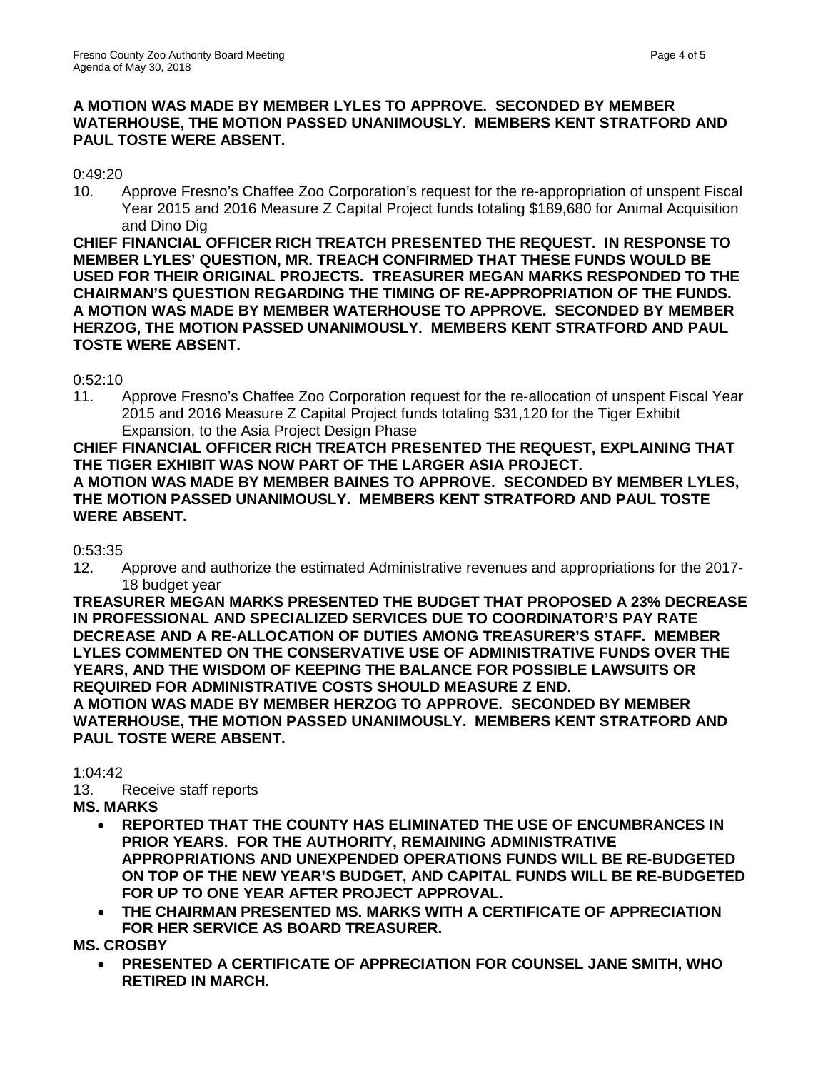**A MOTION WAS MADE BY MEMBER LYLES TO APPROVE. SECONDED BY MEMBER WATERHOUSE, THE MOTION PASSED UNANIMOUSLY. MEMBERS KENT STRATFORD AND PAUL TOSTE WERE ABSENT.**

0:49:20

10. Approve Fresno's Chaffee Zoo Corporation's request for the re-appropriation of unspent Fiscal Year 2015 and 2016 Measure Z Capital Project funds totaling $189,680 for Animal Acquisition and Dino Dig

**CHIEF FINANCIAL OFFICER RICH TREATCH PRESENTED THE REQUEST. IN RESPONSE TO MEMBER LYLES' QUESTION, MR. TREACH CONFIRMED THAT THESE FUNDS WOULD BE USED FOR THEIR ORIGINAL PROJECTS. TREASURER MEGAN MARKS RESPONDED TO THE CHAIRMAN'S QUESTION REGARDING THE TIMING OF RE-APPROPRIATION OF THE FUNDS. A MOTION WAS MADE BY MEMBER WATERHOUSE TO APPROVE. SECONDED BY MEMBER HERZOG, THE MOTION PASSED UNANIMOUSLY. MEMBERS KENT STRATFORD AND PAUL TOSTE WERE ABSENT.**

0:52:10

11. Approve Fresno's Chaffee Zoo Corporation request for the re-allocation of unspent Fiscal Year 2015 and 2016 Measure Z Capital Project funds totaling $31,120 for the Tiger Exhibit Expansion, to the Asia Project Design Phase

**CHIEF FINANCIAL OFFICER RICH TREATCH PRESENTED THE REQUEST, EXPLAINING THAT THE TIGER EXHIBIT WAS NOW PART OF THE LARGER ASIA PROJECT.**
**A MOTION WAS MADE BY MEMBER BAINES TO APPROVE. SECONDED BY MEMBER LYLES, THE MOTION PASSED UNANIMOUSLY. MEMBERS KENT STRATFORD AND PAUL TOSTE WERE ABSENT.**

0:53:35

12. Approve and authorize the estimated Administrative revenues and appropriations for the 2017-18 budget year

**TREASURER MEGAN MARKS PRESENTED THE BUDGET THAT PROPOSED A 23% DECREASE IN PROFESSIONAL AND SPECIALIZED SERVICES DUE TO COORDINATOR'S PAY RATE DECREASE AND A RE-ALLOCATION OF DUTIES AMONG TREASURER'S STAFF. MEMBER LYLES COMMENTED ON THE CONSERVATIVE USE OF ADMINISTRATIVE FUNDS OVER THE YEARS, AND THE WISDOM OF KEEPING THE BALANCE FOR POSSIBLE LAWSUITS OR REQUIRED FOR ADMINISTRATIVE COSTS SHOULD MEASURE Z END.**
**A MOTION WAS MADE BY MEMBER HERZOG TO APPROVE. SECONDED BY MEMBER WATERHOUSE, THE MOTION PASSED UNANIMOUSLY. MEMBERS KENT STRATFORD AND PAUL TOSTE WERE ABSENT.**

1:04:42

13. Receive staff reports

**MS. MARKS**

- **REPORTED THAT THE COUNTY HAS ELIMINATED THE USE OF ENCUMBRANCES IN PRIOR YEARS. FOR THE AUTHORITY, REMAINING ADMINISTRATIVE APPROPRIATIONS AND UNEXPENDED OPERATIONS FUNDS WILL BE RE-BUDGETED ON TOP OF THE NEW YEAR'S BUDGET, AND CAPITAL FUNDS WILL BE RE-BUDGETED FOR UP TO ONE YEAR AFTER PROJECT APPROVAL.**
- **THE CHAIRMAN PRESENTED MS. MARKS WITH A CERTIFICATE OF APPRECIATION FOR HER SERVICE AS BOARD TREASURER.**

**MS. CROSBY**

- **PRESENTED A CERTIFICATE OF APPRECIATION FOR COUNSEL JANE SMITH, WHO RETIRED IN MARCH.**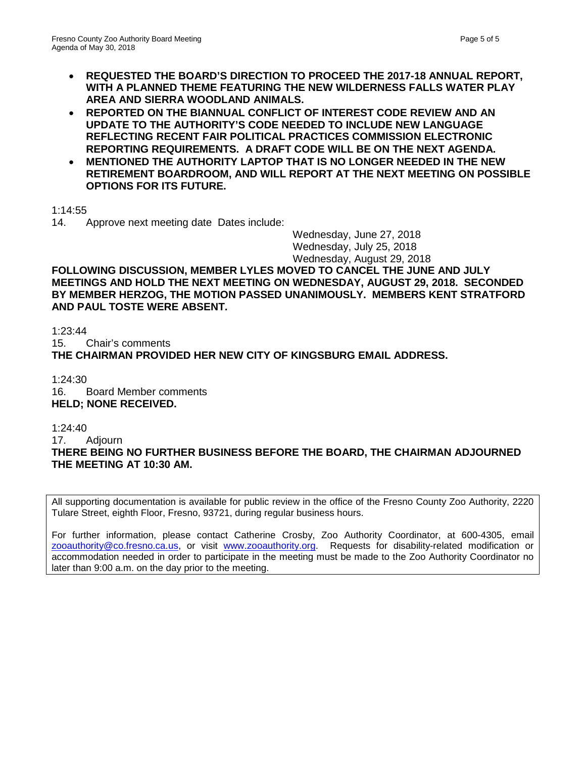- **REQUESTED THE BOARD'S DIRECTION TO PROCEED THE 2017-18 ANNUAL REPORT, WITH A PLANNED THEME FEATURING THE NEW WILDERNESS FALLS WATER PLAY AREA AND SIERRA WOODLAND ANIMALS.**
- **REPORTED ON THE BIANNUAL CONFLICT OF INTEREST CODE REVIEW AND AN UPDATE TO THE AUTHORITY'S CODE NEEDED TO INCLUDE NEW LANGUAGE REFLECTING RECENT FAIR POLITICAL PRACTICES COMMISSION ELECTRONIC REPORTING REQUIREMENTS. A DRAFT CODE WILL BE ON THE NEXT AGENDA.**
- **MENTIONED THE AUTHORITY LAPTOP THAT IS NO LONGER NEEDED IN THE NEW RETIREMENT BOARDROOM, AND WILL REPORT AT THE NEXT MEETING ON POSSIBLE OPTIONS FOR ITS FUTURE.**

1:14:55

14. Approve next meeting date Dates include:

Wednesday, June 27, 2018
Wednesday, July 25, 2018
Wednesday, August 29, 2018

**FOLLOWING DISCUSSION, MEMBER LYLES MOVED TO CANCEL THE JUNE AND JULY MEETINGS AND HOLD THE NEXT MEETING ON WEDNESDAY, AUGUST 29, 2018. SECONDED BY MEMBER HERZOG, THE MOTION PASSED UNANIMOUSLY. MEMBERS KENT STRATFORD AND PAUL TOSTE WERE ABSENT.**

1:23:44

15. Chair's comments

**THE CHAIRMAN PROVIDED HER NEW CITY OF KINGSBURG EMAIL ADDRESS.**

1:24:30

16. Board Member comments

**HELD; NONE RECEIVED.**

1:24:40

17. Adjourn

**THERE BEING NO FURTHER BUSINESS BEFORE THE BOARD, THE CHAIRMAN ADJOURNED THE MEETING AT 10:30 AM.**

All supporting documentation is available for public review in the office of the Fresno County Zoo Authority, 2220 Tulare Street, eighth Floor, Fresno, 93721, during regular business hours.

For further information, please contact Catherine Crosby, Zoo Authority Coordinator, at 600-4305, email zooauthority@co.fresno.ca.us, or visit www.zooauthority.org. Requests for disability-related modification or accommodation needed in order to participate in the meeting must be made to the Zoo Authority Coordinator no later than 9:00 a.m. on the day prior to the meeting.